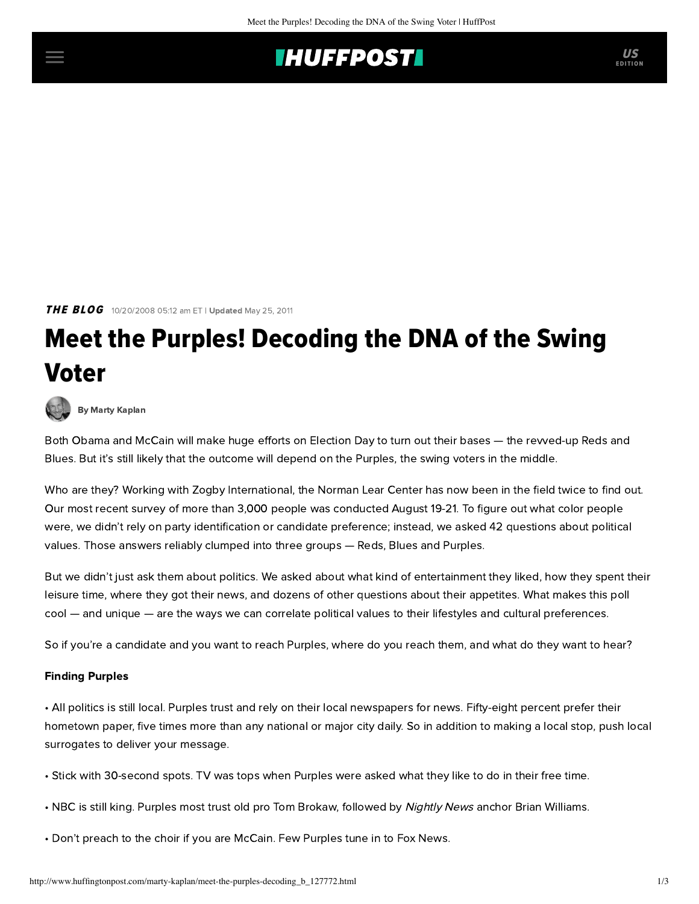**THE BLOG** 10/20/2008 05:12 am ET | **Updated** May 25, 2011

# Meet the Purples! Decoding the DNA of the Swing Voter

**By Marty Kaplan**

Both Obama and McCain will make huge efforts on Election Day to turn out their bases — the revved-up Reds and Blues. But it's still likely that the outcome will depend on the Purples, the swing voters in the middle.

Who are they? Working with Zogby International, the Norman Lear Center has now been in the field twice to find out. Our most recent survey of more than 3,000 people was conducted August 19-21. To figure out what color people were, we didn't rely on party identification or candidate preference; instead, we asked 42 questions about political values. Those answers reliably clumped into three groups — Reds, Blues and Purples.

But we didn't just ask them about politics. We asked about what kind of entertainment they liked, how they spent their leisure time, where they got their news, and dozens of other questions about their appetites. What makes this poll cool — and unique — are the ways we can correlate political values to their lifestyles and cultural preferences.

So if you're a candidate and you want to reach Purples, where do you reach them, and what do they want to hear?

**Finding Purples**

• All politics is still local. Purples trust and rely on their local newspapers for news. Fifty-eight percent prefer their hometown paper, five times more than any national or major city daily. So in addition to making a local stop, push local surrogates to deliver your message.

• Stick with 30-second spots. TV was tops when Purples were asked what they like to do in their free time.

• NBC is still king. Purples most trust old pro Tom Brokaw, followed by *Nightly News* anchor Brian Williams.

• Don't preach to the choir if you are McCain. Few Purples tune in to Fox News.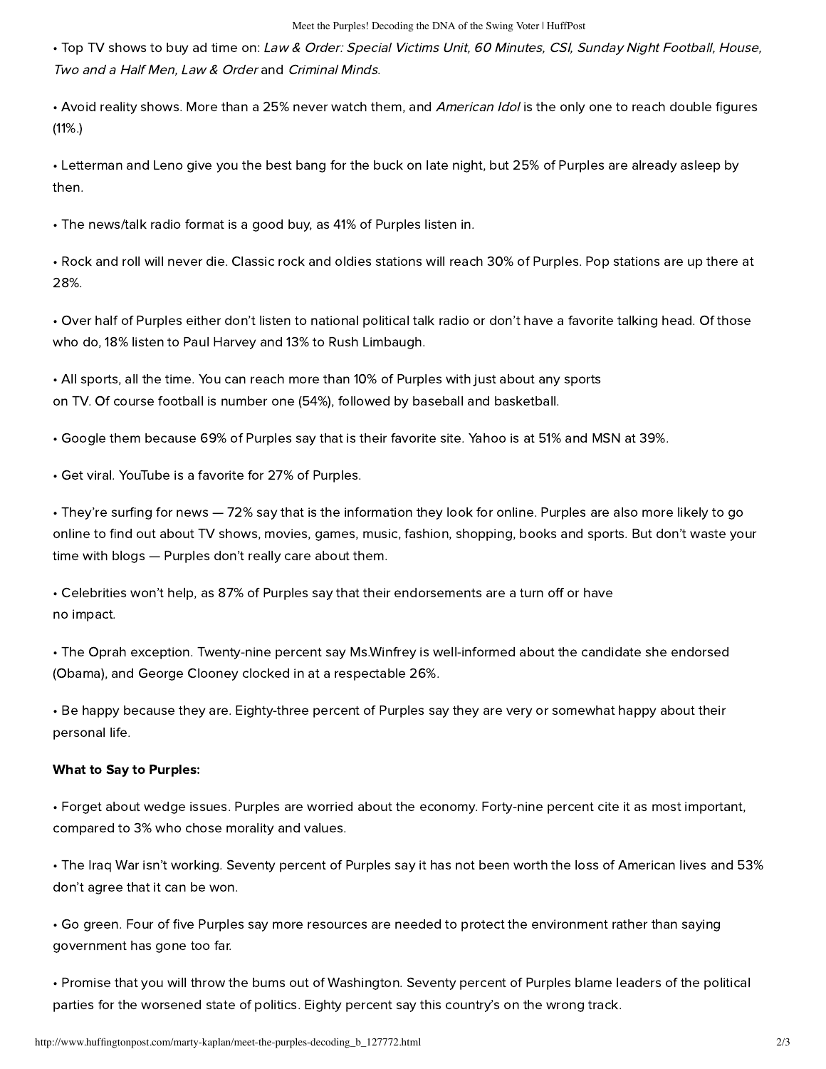- Top TV shows to buy ad time on: *Law & Order: Special Victims Unit, 60 Minutes, CSI, Sunday Night Football, House, Two and a Half Men, Law & Order* and *Criminal Minds*.

- Avoid reality shows. More than a 25% never watch them, and *American Idol* is the only one to reach double figures (11%.)

- Letterman and Leno give you the best bang for the buck on late night, but 25% of Purples are already asleep by then.

- The news/talk radio format is a good buy, as 41% of Purples listen in.

- Rock and roll will never die. Classic rock and oldies stations will reach 30% of Purples. Pop stations are up there at 28%.

- Over half of Purples either don't listen to national political talk radio or don't have a favorite talking head. Of those who do, 18% listen to Paul Harvey and 13% to Rush Limbaugh.

- All sports, all the time. You can reach more than 10% of Purples with just about any sports on TV. Of course football is number one (54%), followed by baseball and basketball.

- Google them because 69% of Purples say that is their favorite site. Yahoo is at 51% and MSN at 39%.

- Get viral. YouTube is a favorite for 27% of Purples.

- They're surfing for news — 72% say that is the information they look for online. Purples are also more likely to go online to find out about TV shows, movies, games, music, fashion, shopping, books and sports. But don't waste your time with blogs — Purples don't really care about them.

- Celebrities won't help, as 87% of Purples say that their endorsements are a turn off or have no impact.

- The Oprah exception. Twenty-nine percent say Ms.Winfrey is well-informed about the candidate she endorsed (Obama), and George Clooney clocked in at a respectable 26%.

- Be happy because they are. Eighty-three percent of Purples say they are very or somewhat happy about their personal life.

**What to Say to Purples:**

- Forget about wedge issues. Purples are worried about the economy. Forty-nine percent cite it as most important, compared to 3% who chose morality and values.

- The Iraq War isn't working. Seventy percent of Purples say it has not been worth the loss of American lives and 53% don't agree that it can be won.

- Go green. Four of five Purples say more resources are needed to protect the environment rather than saying government has gone too far.

- Promise that you will throw the bums out of Washington. Seventy percent of Purples blame leaders of the political parties for the worsened state of politics. Eighty percent say this country's on the wrong track.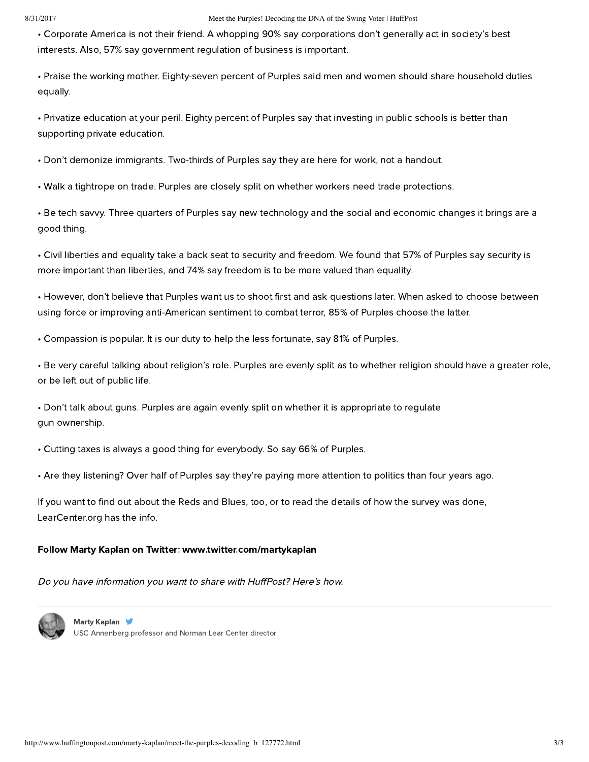• Corporate America is not their friend. A whopping 90% say corporations don't generally act in society's best interests. Also, 57% say government regulation of business is important.

• Praise the working mother. Eighty-seven percent of Purples said men and women should share household duties equally.

• Privatize education at your peril. Eighty percent of Purples say that investing in public schools is better than supporting private education.

• Don't demonize immigrants. Two-thirds of Purples say they are here for work, not a handout.

• Walk a tightrope on trade. Purples are closely split on whether workers need trade protections.

• Be tech savvy. Three quarters of Purples say new technology and the social and economic changes it brings are a good thing.

• Civil liberties and equality take a back seat to security and freedom. We found that 57% of Purples say security is more important than liberties, and 74% say freedom is to be more valued than equality.

• However, don't believe that Purples want us to shoot first and ask questions later. When asked to choose between using force or improving anti-American sentiment to combat terror, 85% of Purples choose the latter.

• Compassion is popular. It is our duty to help the less fortunate, say 81% of Purples.

• Be very careful talking about religion's role. Purples are evenly split as to whether religion should have a greater role, or be left out of public life.

• Don't talk about guns. Purples are again evenly split on whether it is appropriate to regulate gun ownership.

• Cutting taxes is always a good thing for everybody. So say 66% of Purples.

• Are they listening? Over half of Purples say they're paying more attention to politics than four years ago.

If you want to find out about the Reds and Blues, too, or to read the details of how the survey was done, LearCenter.org has the info.

**Follow Marty Kaplan on Twitter: www.twitter.com/martykaplan**

*Do you have information you want to share with HuffPost? Here's how.*

**Marty Kaplan**
USC Annenberg professor and Norman Lear Center director